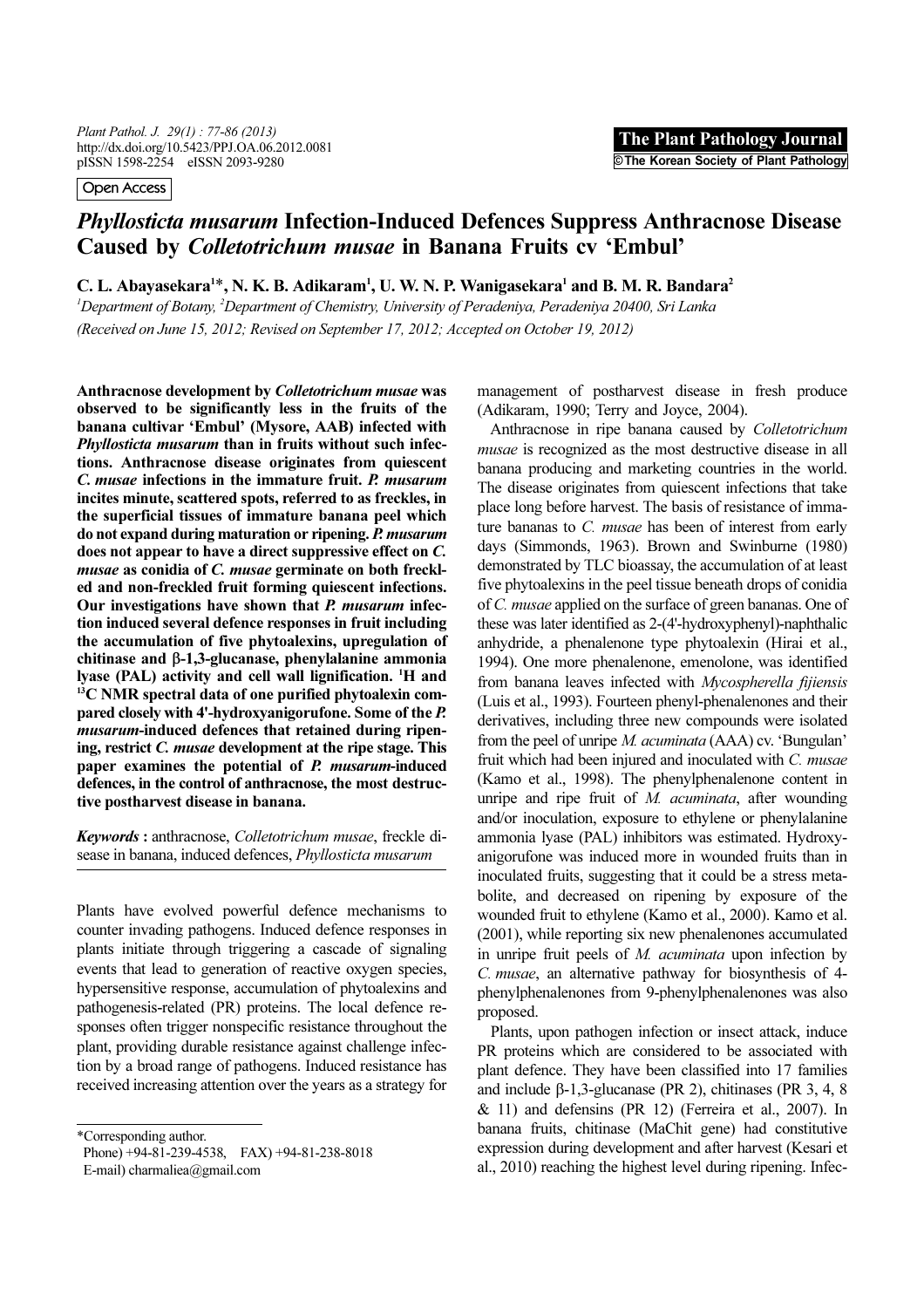# *Phyllosticta musarum* Infection-Induced Defences Suppress Anthracnose Disease Caused by *Colletotrichum musae* in Banana Fruits cv 'Embul'

C. L. Abayasekara[1]*, N. K. B. Adikaram[1], U. W. N. P. Wanigasekara[1] and B. M. R. Bandara[2]

[1]*Department of Botany,* [2]*Department of Chemistry, University of Peradeniya, Peradeniya 20400, Sri Lanka*

*(Received on June 15, 2012; Revised on September 17, 2012; Accepted on October 19, 2012)*

**Anthracnose development by *Colletotrichum musae* was observed to be significantly less in the fruits of the banana cultivar 'Embul' (Mysore, AAB) infected with *Phyllosticta musarum* than in fruits without such infections. Anthracnose disease originates from quiescent *C. musae* infections in the immature fruit. *P. musarum* incites minute, scattered spots, referred to as freckles, in the superficial tissues of immature banana peel which do not expand during maturation or ripening. *P. musarum* does not appear to have a direct suppressive effect on *C. musae* as conidia of *C. musae* germinate on both freckled and non-freckled fruit forming quiescent infections. Our investigations have shown that *P. musarum* infection induced several defence responses in fruit including the accumulation of five phytoalexins, upregulation of chitinase and β-1,3-glucanase, phenylalanine ammonia lyase (PAL) activity and cell wall lignification. $^{1}$H and $^{13}$C NMR spectral data of one purified phytoalexin compared closely with 4'-hydroxyanigorufone. Some of the *P. musarum*-induced defences that retained during ripening, restrict *C. musae* development at the ripe stage. This paper examines the potential of *P. musarum*-induced defences, in the control of anthracnose, the most destructive postharvest disease in banana.**

***Keywords*:** anthracnose, *Colletotrichum musae*, freckle disease in banana, induced defences, *Phyllosticta musarum*

Plants have evolved powerful defence mechanisms to counter invading pathogens. Induced defence responses in plants initiate through triggering a cascade of signaling events that lead to generation of reactive oxygen species, hypersensitive response, accumulation of phytoalexins and pathogenesis-related (PR) proteins. The local defence responses often trigger nonspecific resistance throughout the plant, providing durable resistance against challenge infection by a broad range of pathogens. Induced resistance has received increasing attention over the years as a strategy for management of postharvest disease in fresh produce (Adikaram, 1990; Terry and Joyce, 2004).

Anthracnose in ripe banana caused by *Colletotrichum musae* is recognized as the most destructive disease in all banana producing and marketing countries in the world. The disease originates from quiescent infections that take place long before harvest. The basis of resistance of immature bananas to *C. musae* has been of interest from early days (Simmonds, 1963). Brown and Swinburne (1980) demonstrated by TLC bioassay, the accumulation of at least five phytoalexins in the peel tissue beneath drops of conidia of *C. musae* applied on the surface of green bananas. One of these was later identified as 2-(4'-hydroxyphenyl)-naphthalic anhydride, a phenalenone type phytoalexin (Hirai et al., 1994). One more phenalenone, emenolone, was identified from banana leaves infected with *Mycospherella fijiensis* (Luis et al., 1993). Fourteen phenyl-phenalenones and their derivatives, including three new compounds were isolated from the peel of unripe *M. acuminata* (AAA) cv. 'Bungulan' fruit which had been injured and inoculated with *C. musae* (Kamo et al., 1998). The phenylphenalenone content in unripe and ripe fruit of *M. acuminata*, after wounding and/or inoculation, exposure to ethylene or phenylalanine ammonia lyase (PAL) inhibitors was estimated. Hydroxyanigorufone was induced more in wounded fruits than in inoculated fruits, suggesting that it could be a stress metabolite, and decreased on ripening by exposure of the wounded fruit to ethylene (Kamo et al., 2000). Kamo et al. (2001), while reporting six new phenalenones accumulated in unripe fruit peels of *M. acuminata* upon infection by *C. musae*, an alternative pathway for biosynthesis of 4-phenylphenalenones from 9-phenylphenalenones was also proposed.

Plants, upon pathogen infection or insect attack, induce PR proteins which are considered to be associated with plant defence. They have been classified into 17 families and include β-1,3-glucanase (PR 2), chitinases (PR 3, 4, 8 & 11) and defensins (PR 12) (Ferreira et al., 2007). In banana fruits, chitinase (MaChit gene) had constitutive expression during development and after harvest (Kesari et al., 2010) reaching the highest level during ripening. Infec-

*Corresponding author.
Phone) +94-81-239-4538, FAX) +94-81-238-8018
E-mail) charmaliea@gmail.com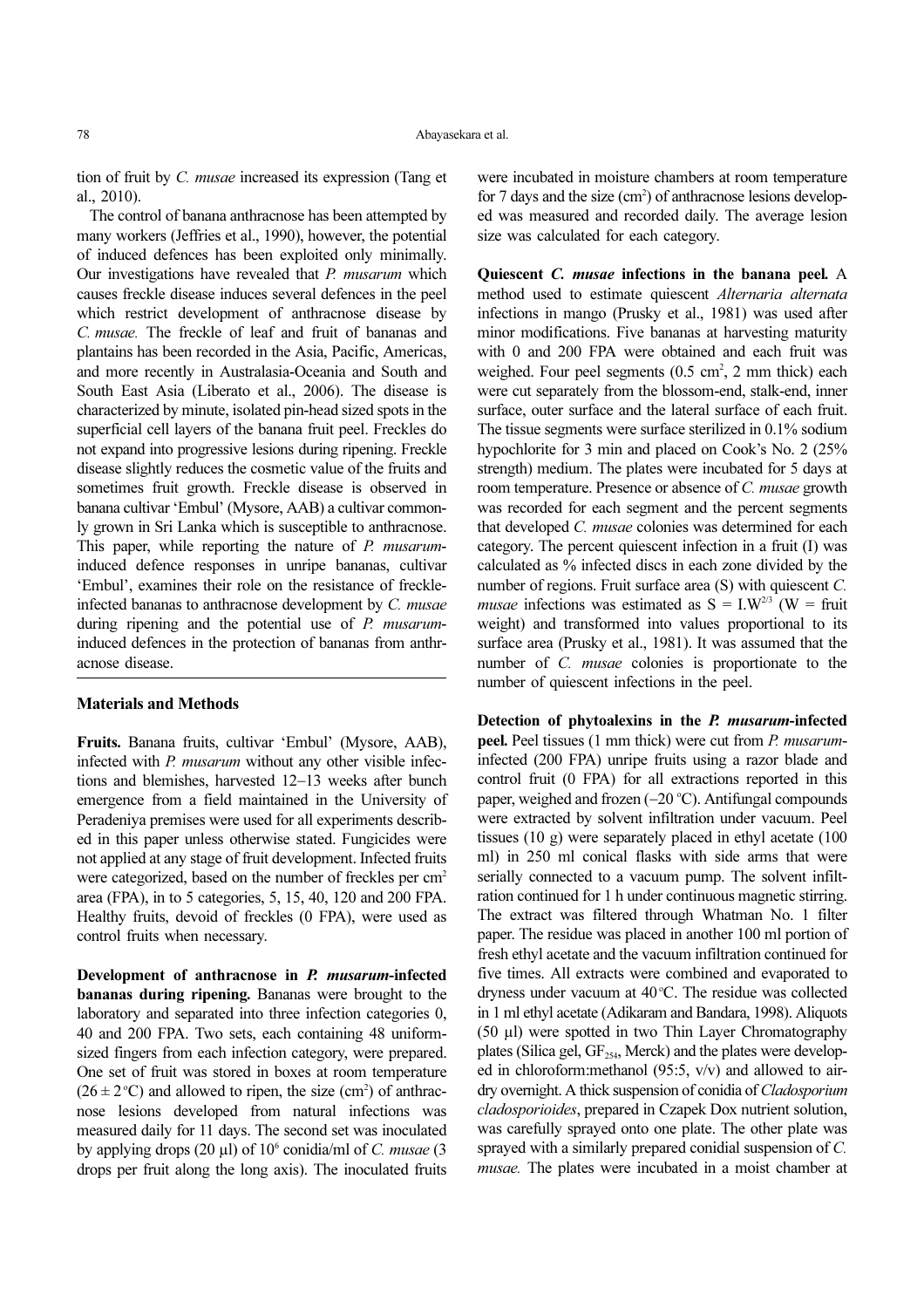tion of fruit by *C. musae* increased its expression (Tang et al., 2010).

The control of banana anthracnose has been attempted by many workers (Jeffries et al., 1990), however, the potential of induced defences has been exploited only minimally. Our investigations have revealed that *P. musarum* which causes freckle disease induces several defences in the peel which restrict development of anthracnose disease by *C. musae.* The freckle of leaf and fruit of bananas and plantains has been recorded in the Asia, Pacific, Americas, and more recently in Australasia-Oceania and South and South East Asia (Liberato et al., 2006). The disease is characterized by minute, isolated pin-head sized spots in the superficial cell layers of the banana fruit peel. Freckles do not expand into progressive lesions during ripening. Freckle disease slightly reduces the cosmetic value of the fruits and sometimes fruit growth. Freckle disease is observed in banana cultivar 'Embul' (Mysore, AAB) a cultivar commonly grown in Sri Lanka which is susceptible to anthracnose. This paper, while reporting the nature of *P. musarum*-induced defence responses in unripe bananas, cultivar 'Embul', examines their role on the resistance of freckle-infected bananas to anthracnose development by *C. musae* during ripening and the potential use of *P. musarum*-induced defences in the protection of bananas from anthracnose disease.

## Materials and Methods

**Fruits.** Banana fruits, cultivar 'Embul' (Mysore, AAB), infected with *P. musarum* without any other visible infections and blemishes, harvested 12−13 weeks after bunch emergence from a field maintained in the University of Peradeniya premises were used for all experiments described in this paper unless otherwise stated. Fungicides were not applied at any stage of fruit development. Infected fruits were categorized, based on the number of freckles per $cm^2$ area (FPA), in to 5 categories, 5, 15, 40, 120 and 200 FPA. Healthy fruits, devoid of freckles (0 FPA), were used as control fruits when necessary.

**Development of anthracnose in *P. musarum*-infected bananas during ripening.** Bananas were brought to the laboratory and separated into three infection categories 0, 40 and 200 FPA. Two sets, each containing 48 uniform-sized fingers from each infection category, were prepared. One set of fruit was stored in boxes at room temperature ($26 \pm 2$ °C) and allowed to ripen, the size ($cm^2$) of anthracnose lesions developed from natural infections was measured daily for 11 days. The second set was inoculated by applying drops (20 µl) of $10^6$ conidia/ml of *C. musae* (3 drops per fruit along the long axis). The inoculated fruits were incubated in moisture chambers at room temperature for 7 days and the size ($cm^2$) of anthracnose lesions developed was measured and recorded daily. The average lesion size was calculated for each category.

**Quiescent *C. musae* infections in the banana peel.** A method used to estimate quiescent *Alternaria alternata* infections in mango (Prusky et al., 1981) was used after minor modifications. Five bananas at harvesting maturity with 0 and 200 FPA were obtained and each fruit was weighed. Four peel segments (0.5 $cm^2$, 2 mm thick) each were cut separately from the blossom-end, stalk-end, inner surface, outer surface and the lateral surface of each fruit. The tissue segments were surface sterilized in 0.1% sodium hypochlorite for 3 min and placed on Cook's No. 2 (25% strength) medium. The plates were incubated for 5 days at room temperature. Presence or absence of *C. musae* growth was recorded for each segment and the percent segments that developed *C. musae* colonies was determined for each category. The percent quiescent infection in a fruit (I) was calculated as % infected discs in each zone divided by the number of regions. Fruit surface area (S) with quiescent *C. musae* infections was estimated as $S = I.W^{2/3}$ (W = fruit weight) and transformed into values proportional to its surface area (Prusky et al., 1981). It was assumed that the number of *C. musae* colonies is proportionate to the number of quiescent infections in the peel.

**Detection of phytoalexins in the *P. musarum*-infected peel.** Peel tissues (1 mm thick) were cut from *P. musarum*-infected (200 FPA) unripe fruits using a razor blade and control fruit (0 FPA) for all extractions reported in this paper, weighed and frozen (−20 °C). Antifungal compounds were extracted by solvent infiltration under vacuum. Peel tissues (10 g) were separately placed in ethyl acetate (100 ml) in 250 ml conical flasks with side arms that were serially connected to a vacuum pump. The solvent infiltration continued for 1 h under continuous magnetic stirring. The extract was filtered through Whatman No. 1 filter paper. The residue was placed in another 100 ml portion of fresh ethyl acetate and the vacuum infiltration continued for five times. All extracts were combined and evaporated to dryness under vacuum at 40 °C. The residue was collected in 1 ml ethyl acetate (Adikaram and Bandara, 1998). Aliquots (50 µl) were spotted in two Thin Layer Chromatography plates (Silica gel, $GF_{254}$, Merck) and the plates were developed in chloroform:methanol (95:5, v/v) and allowed to air-dry overnight. A thick suspension of conidia of *Cladosporium cladosporioides*, prepared in Czapek Dox nutrient solution, was carefully sprayed onto one plate. The other plate was sprayed with a similarly prepared conidial suspension of *C. musae.* The plates were incubated in a moist chamber at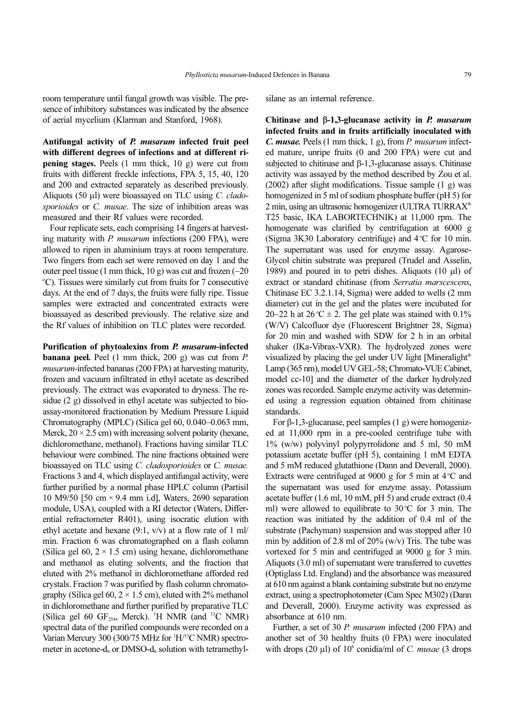room temperature until fungal growth was visible. The presence of inhibitory substances was indicated by the absence of aerial mycelium (Klarman and Stanford, 1968).

**Antifungal activity of *P. musarum* infected fruit peel with different degrees of infections and at different ripening stages.** Peels (1 mm thick, 10 g) were cut from fruits with different freckle infections, FPA 5, 15, 40, 120 and 200 and extracted separately as described previously. Aliquots (50 μl) were bioassayed on TLC using *C. cladosporioides* or *C. musae*. The size of inhibition areas was measured and their Rf values were recorded.

Four replicate sets, each comprising 14 fingers at harvesting maturity with *P. musarum* infections (200 FPA), were allowed to ripen in aluminium trays at room temperature. Two fingers from each set were removed on day 1 and the outer peel tissue (1 mm thick, 10 g) was cut and frozen (–20 °C). Tissues were similarly cut from fruits for 7 consecutive days. At the end of 7 days, the fruits were fully ripe. Tissue samples were extracted and concentrated extracts were bioassayed as described previously. The relative size and the Rf values of inhibition on TLC plates were recorded.

**Purification of phytoalexins from *P. musarum*-infected banana peel.** Peel (1 mm thick, 200 g) was cut from *P. musarum*-infected bananas (200 FPA) at harvesting maturity, frozen and vacuum infiltrated in ethyl acetate as described previously. The extract was evaporated to dryness. The residue (2 g) dissolved in ethyl acetate was subjected to bioassay-monitored fractionation by Medium Pressure Liquid Chromatography (MPLC) (Silica gel 60, 0.040–0.063 mm, Merck, 20 × 2.5 cm) with increasing solvent polarity (hexane, dichloromethane, methanol). Fractions having similar TLC behaviour were combined. The nine fractions obtained were bioassayed on TLC using *C. cladosporioides* or *C. musae.* Fractions 3 and 4, which displayed antifungal activity, were further purified by a normal phase HPLC column (Partisil 10 M9/50 [50 cm × 9.4 mm i.d], Waters, 2690 separation module, USA), coupled with a RI detector (Waters, Differential refractometer R401), using isocratic elution with ethyl acetate and hexane (9:1, v/v) at a flow rate of 1 ml/min. Fraction 6 was chromatographed on a flash column (Silica gel 60, 2 × 1.5 cm) using hexane, dichloromethane and methanol as eluting solvents, and the fraction that eluted with 2% methanol in dichloromethane afforded red crystals. Fraction 7 was purified by flash column chromatography (Silica gel 60, 2 × 1.5 cm), eluted with 2% methanol in dichloromethane and further purified by preparative TLC (Silica gel 60 $GF_{254}$, Merck). $^{1}H$ NMR (and $^{13}C$ NMR) spectral data of the purified compounds were recorded on a Varian Mercury 300 (300/75 MHz for $^{1}H/^{13}C$ NMR) spectrometer in acetone-$d_6$ or DMSO-$d_6$ solution with tetramethylsilane as an internal reference.

**Chitinase and β-1,3-glucanase activity in *P. musarum* infected fruits and in fruits artificially inoculated with *C. musae.*** Peels (1 mm thick, 1 g), from *P. musarum* infected mature, unripe fruits (0 and 200 FPA) were cut and subjected to chitinase and β-1,3-glucanase assays. Chitinase activity was assayed by the method described by Zou et al. (2002) after slight modifications. Tissue sample (1 g) was homogenized in 5 ml of sodium phosphate buffer (pH 5) for 2 min, using an ultrasonic homogenizer (ULTRA TURRAX® T25 basic, IKA LABORTECHNIK) at 11,000 rpm. The homogenate was clarified by centrifugation at 6000 g (Sigma 3K30 Laboratory centrifuge) and 4 °C for 10 min. The supernatant was used for enzyme assay. Agarose-Glycol chitin substrate was prepared (Trudel and Asselin, 1989) and poured in to petri dishes. Aliquots (10 μl) of extract or standard chitinase (from *Serratia marscescens*, Chitinase EC 3.2.1.14, Sigma) were added to wells (2 mm diameter) cut in the gel and the plates were incubated for 20–22 h at 26 °C ± 2. The gel plate was stained with 0.1% (W/V) Calcofluor dye (Fluorescent Brightner 28, Sigma) for 20 min and washed with SDW for 2 h in an orbital shaker (IKa-Vibrax-VXR). The hydrolyzed zones were visualized by placing the gel under UV light [Mineralight® Lamp (365 nm), model UV GEL-58; Chromato-VUE Cabinet, model cc-10] and the diameter of the darker hydrolyzed zones was recorded. Sample enzyme activity was determined using a regression equation obtained from chitinase standards.

For β-1,3-glucanase, peel samples (1 g) were homogenized at 11,000 rpm in a pre-cooled centrifuge tube with 1% (w/w) polyvinyl polypyrrolidone and 5 ml, 50 mM potassium acetate buffer (pH 5), containing 1 mM EDTA and 5 mM reduced glutathione (Dann and Deverall, 2000). Extracts were centrifuged at 9000 g for 5 min at 4 °C and the supernatant was used for enzyme assay. Potassium acetate buffer (1.6 ml, 10 mM, pH 5) and crude extract (0.4 ml) were allowed to equilibrate to 30 °C for 3 min. The reaction was initiated by the addition of 0.4 ml of the substrate (Pachyman) suspension and was stopped after 10 min by addition of 2.8 ml of 20% (w/v) Tris. The tube was vortexed for 5 min and centrifuged at 9000 g for 3 min. Aliquots (3.0 ml) of supernatant were transferred to cuvettes (Optiglass Ltd. England) and the absorbance was measured at 610 nm against a blank containing substrate but no enzyme extract, using a spectrophotometer (Cam Spec M302) (Dann and Deverall, 2000). Enzyme activity was expressed as absorbance at 610 nm.

Further, a set of 30 *P. musarum* infected (200 FPA) and another set of 30 healthy fruits (0 FPA) were inoculated with drops (20 μl) of $10^6$ conidia/ml of *C. musae* (3 drops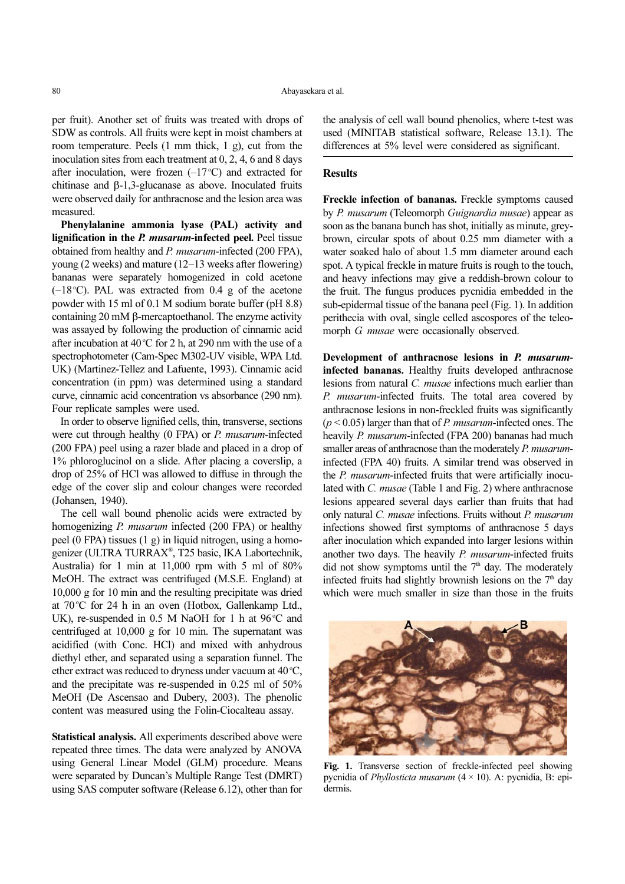per fruit). Another set of fruits was treated with drops of SDW as controls. All fruits were kept in moist chambers at room temperature. Peels (1 mm thick, 1 g), cut from the inoculation sites from each treatment at 0, 2, 4, 6 and 8 days after inoculation, were frozen (–17°C) and extracted for chitinase and β-1,3-glucanase as above. Inoculated fruits were observed daily for anthracnose and the lesion area was measured.

**Phenylalanine ammonia lyase (PAL) activity and lignification in the *P. musarum*-infected peel.** Peel tissue obtained from healthy and *P. musarum*-infected (200 FPA), young (2 weeks) and mature (12–13 weeks after flowering) bananas were separately homogenized in cold acetone (−18°C). PAL was extracted from 0.4 g of the acetone powder with 15 ml of 0.1 M sodium borate buffer (pH 8.8) containing 20 mM β-mercaptoethanol. The enzyme activity was assayed by following the production of cinnamic acid after incubation at 40°C for 2 h, at 290 nm with the use of a spectrophotometer (Cam-Spec M302-UV visible, WPA Ltd. UK) (Martinez-Tellez and Lafuente, 1993). Cinnamic acid concentration (in ppm) was determined using a standard curve, cinnamic acid concentration vs absorbance (290 nm). Four replicate samples were used.

In order to observe lignified cells, thin, transverse, sections were cut through healthy (0 FPA) or *P. musarum*-infected (200 FPA) peel using a razer blade and placed in a drop of 1% phloroglucinol on a slide. After placing a coverslip, a drop of 25% of HCl was allowed to diffuse in through the edge of the cover slip and colour changes were recorded (Johansen, 1940).

The cell wall bound phenolic acids were extracted by homogenizing *P. musarum* infected (200 FPA) or healthy peel (0 FPA) tissues (1 g) in liquid nitrogen, using a homogenizer (ULTRA TURRAX®, T25 basic, IKA Labortechnik, Australia) for 1 min at 11,000 rpm with 5 ml of 80% MeOH. The extract was centrifuged (M.S.E. England) at 10,000 g for 10 min and the resulting precipitate was dried at 70°C for 24 h in an oven (Hotbox, Gallenkamp Ltd., UK), re-suspended in 0.5 M NaOH for 1 h at 96°C and centrifuged at 10,000 g for 10 min. The supernatant was acidified (with Conc. HCl) and mixed with anhydrous diethyl ether, and separated using a separation funnel. The ether extract was reduced to dryness under vacuum at 40°C, and the precipitate was re-suspended in 0.25 ml of 50% MeOH (De Ascensao and Dubery, 2003). The phenolic content was measured using the Folin-Ciocalteau assay.

**Statistical analysis.** All experiments described above were repeated three times. The data were analyzed by ANOVA using General Linear Model (GLM) procedure. Means were separated by Duncan's Multiple Range Test (DMRT) using SAS computer software (Release 6.12), other than for the analysis of cell wall bound phenolics, where t-test was used (MINITAB statistical software, Release 13.1). The differences at 5% level were considered as significant.

## Results

**Freckle infection of bananas.** Freckle symptoms caused by *P. musarum* (Teleomorph *Guignardia musae*) appear as soon as the banana bunch has shot, initially as minute, grey-brown, circular spots of about 0.25 mm diameter with a water soaked halo of about 1.5 mm diameter around each spot. A typical freckle in mature fruits is rough to the touch, and heavy infections may give a reddish-brown colour to the fruit. The fungus produces pycnidia embedded in the sub-epidermal tissue of the banana peel (Fig. 1). In addition perithecia with oval, single celled ascospores of the teleomorph *G. musae* were occasionally observed.

**Development of anthracnose lesions in *P. musarum*-infected bananas.** Healthy fruits developed anthracnose lesions from natural *C. musae* infections much earlier than *P. musarum*-infected fruits. The total area covered by anthracnose lesions in non-freckled fruits was significantly ($p < 0.05$) larger than that of *P. musarum*-infected ones. The heavily *P. musarum*-infected (FPA 200) bananas had much smaller areas of anthracnose than the moderately *P. musarum*-infected (FPA 40) fruits. A similar trend was observed in the *P. musarum*-infected fruits that were artificially inoculated with *C. musae* (Table 1 and Fig. 2) where anthracnose lesions appeared several days earlier than fruits that had only natural *C. musae* infections. Fruits without *P. musarum* infections showed first symptoms of anthracnose 5 days after inoculation which expanded into larger lesions within another two days. The heavily *P. musarum*-infected fruits did not show symptoms until the 7th day. The moderately infected fruits had slightly brownish lesions on the 7th day which were much smaller in size than those in the fruits

**Fig. 1.** Transverse section of freckle-infected peel showing pycnidia of *Phyllosticta musarum* (4 × 10). A: pycnidia, B: epidermis.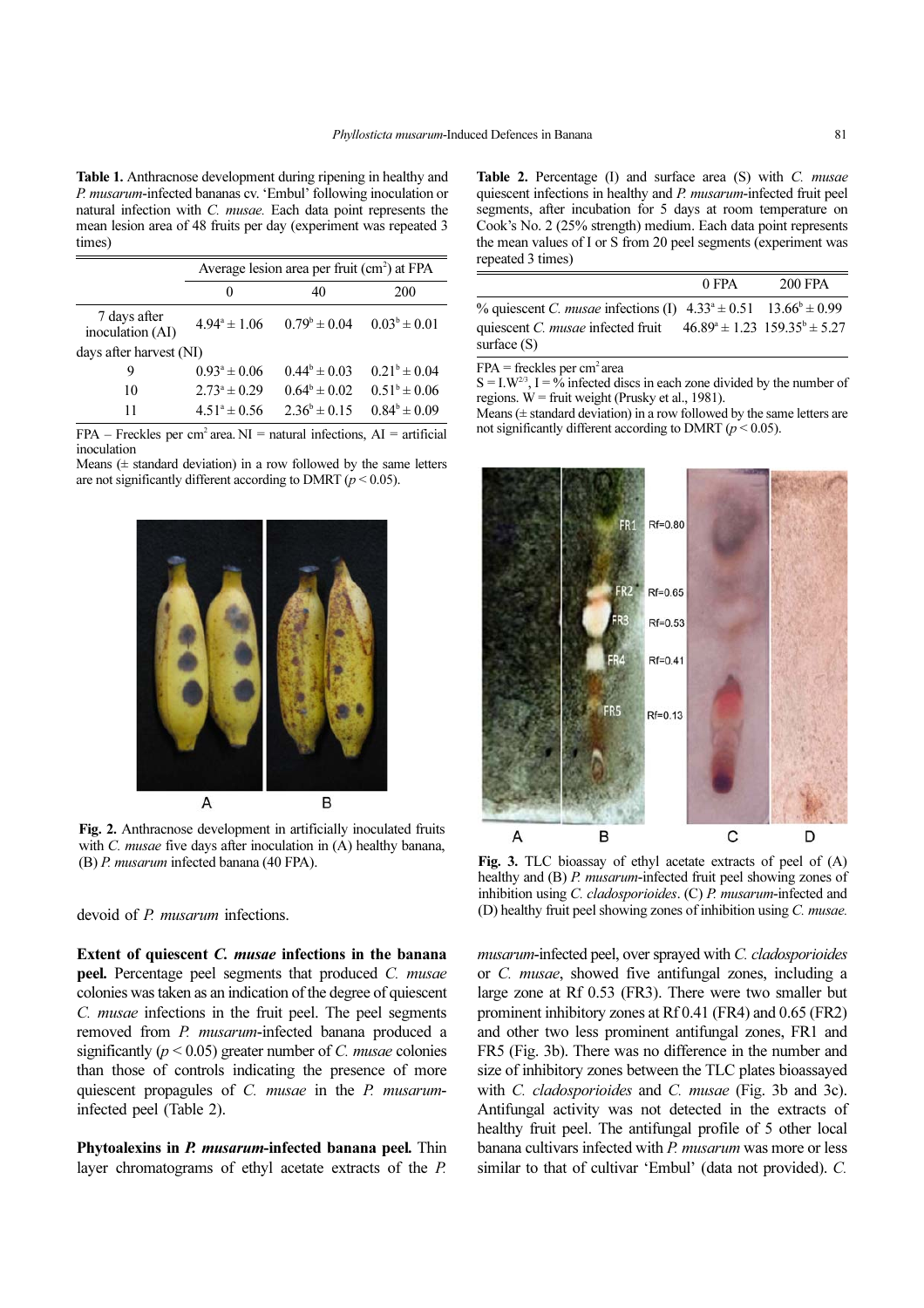**Table 1.** Anthracnose development during ripening in healthy and *P. musarum*-infected bananas cv. 'Embul' following inoculation or natural infection with *C. musae.* Each data point represents the mean lesion area of 48 fruits per day (experiment was repeated 3 times)

| | Average lesion area per fruit (cm$^2$) at FPA | | |
|---|---|---|---|
| | 0 | 40 | 200 |
| 7 days after inoculation (AI) | $4.94^a \pm 1.06$ | $0.79^b \pm 0.04$ | $0.03^b \pm 0.01$ |
| days after harvest (NI) | | | |
| 9 | $0.93^a \pm 0.06$ | $0.44^b \pm 0.03$ | $0.21^b \pm 0.04$ |
| 10 | $2.73^a \pm 0.29$ | $0.64^b \pm 0.02$ | $0.51^b \pm 0.06$ |
| 11 | $4.51^a \pm 0.56$ | $2.36^b \pm 0.15$ | $0.84^b \pm 0.09$ |

FPA – Freckles per cm$^2$ area. NI = natural infections, AI = artificial inoculation
Means (± standard deviation) in a row followed by the same letters are not significantly different according to DMRT ($p < 0.05$).

**Fig. 2.** Anthracnose development in artificially inoculated fruits with *C. musae* five days after inoculation in (A) healthy banana, (B) *P. musarum* infected banana (40 FPA).

devoid of *P. musarum* infections.

**Extent of quiescent *C. musae* infections in the banana peel.** Percentage peel segments that produced *C. musae* colonies was taken as an indication of the degree of quiescent *C. musae* infections in the fruit peel. The peel segments removed from *P. musarum*-infected banana produced a significantly ($p < 0.05$) greater number of *C. musae* colonies than those of controls indicating the presence of more quiescent propagules of *C. musae* in the *P. musarum*-infected peel (Table 2).

**Phytoalexins in *P. musarum*-infected banana peel.** Thin layer chromatograms of ethyl acetate extracts of the *P. musarum*-infected peel, over sprayed with *C. cladosporioides* or *C. musae*, showed five antifungal zones, including a large zone at Rf 0.53 (FR3). There were two smaller but prominent inhibitory zones at Rf 0.41 (FR4) and 0.65 (FR2) and other two less prominent antifungal zones, FR1 and FR5 (Fig. 3b). There was no difference in the number and size of inhibitory zones between the TLC plates bioassayed with *C. cladosporioides* and *C. musae* (Fig. 3b and 3c). Antifungal activity was not detected in the extracts of healthy fruit peel. The antifungal profile of 5 other local banana cultivars infected with *P. musarum* was more or less similar to that of cultivar 'Embul' (data not provided). *C.*

**Table 2.** Percentage (I) and surface area (S) with *C. musae* quiescent infections in healthy and *P. musarum*-infected fruit peel segments, after incubation for 5 days at room temperature on Cook's No. 2 (25% strength) medium. Each data point represents the mean values of I or S from 20 peel segments (experiment was repeated 3 times)

| | 0 FPA | 200 FPA |
|---|---|---|
| % quiescent *C. musae* infections (I) | $4.33^a \pm 0.51$ | $13.66^b \pm 0.99$ |
| quiescent *C. musae* infected fruit surface (S) | $46.89^a \pm 1.23$ | $159.35^b \pm 5.27$ |

FPA = freckles per cm$^2$ area
S = I.W$^{2/3}$, I = % infected discs in each zone divided by the number of regions. W = fruit weight (Prusky et al., 1981).
Means (± standard deviation) in a row followed by the same letters are not significantly different according to DMRT ($p < 0.05$).

**Fig. 3.** TLC bioassay of ethyl acetate extracts of peel of (A) healthy and (B) *P. musarum*-infected fruit peel showing zones of inhibition using *C. cladosporioides*. (C) *P. musarum*-infected and (D) healthy fruit peel showing zones of inhibition using *C. musae.*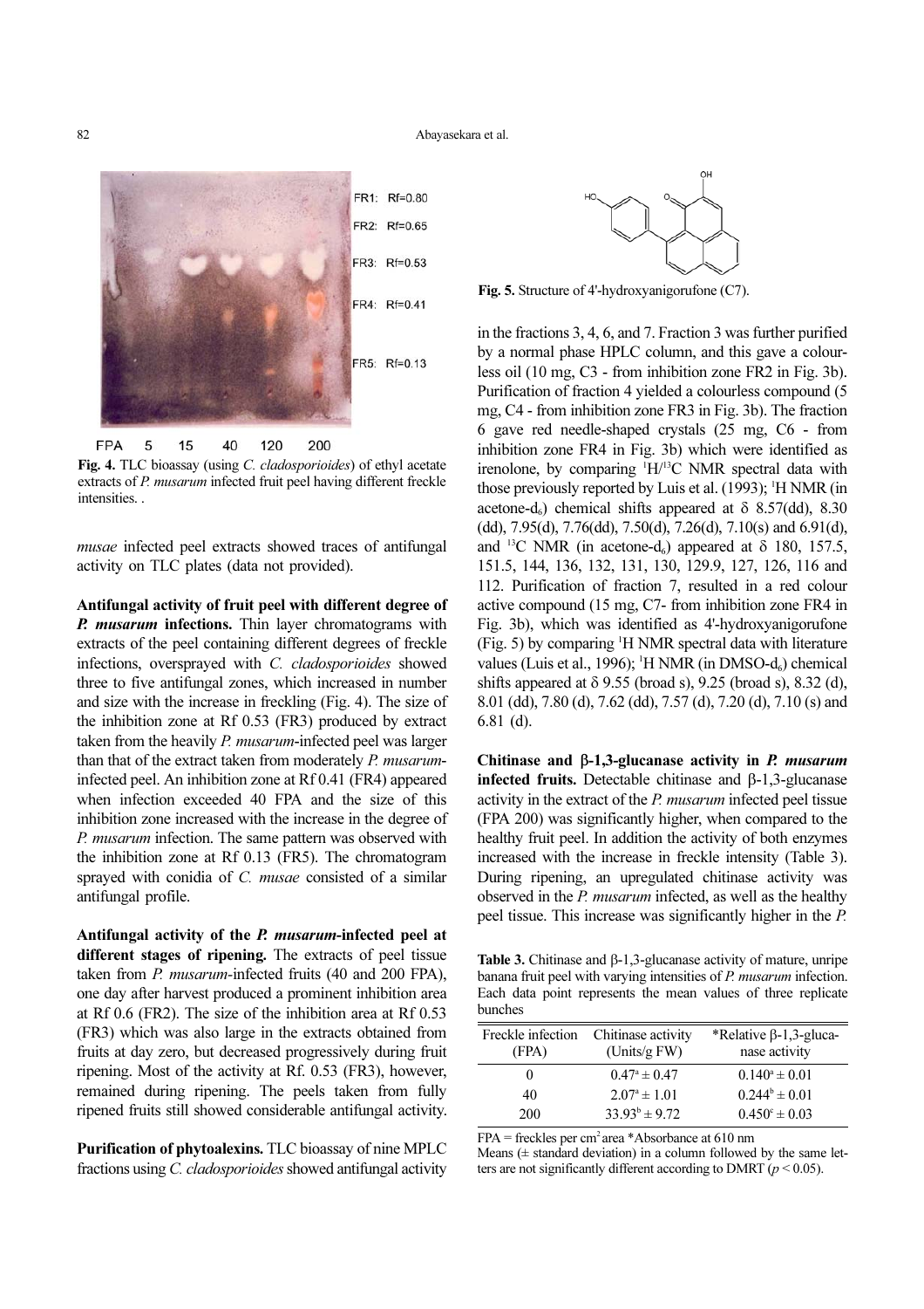Fig. 4. TLC bioassay (using *C. cladosporioides*) of ethyl acetate extracts of *P. musarum* infected fruit peel having different freckle intensities. .

*musae* infected peel extracts showed traces of antifungal activity on TLC plates (data not provided).

**Antifungal activity of fruit peel with different degree of *P. musarum* infections.** Thin layer chromatograms with extracts of the peel containing different degrees of freckle infections, oversprayed with *C. cladosporioides* showed three to five antifungal zones, which increased in number and size with the increase in freckling (Fig. 4). The size of the inhibition zone at Rf 0.53 (FR3) produced by extract taken from the heavily *P. musarum*-infected peel was larger than that of the extract taken from moderately *P. musarum*-infected peel. An inhibition zone at Rf 0.41 (FR4) appeared when infection exceeded 40 FPA and the size of this inhibition zone increased with the increase in the degree of *P. musarum* infection. The same pattern was observed with the inhibition zone at Rf 0.13 (FR5). The chromatogram sprayed with conidia of *C. musae* consisted of a similar antifungal profile.

**Antifungal activity of the *P. musarum*-infected peel at different stages of ripening.** The extracts of peel tissue taken from *P. musarum*-infected fruits (40 and 200 FPA), one day after harvest produced a prominent inhibition area at Rf 0.6 (FR2). The size of the inhibition area at Rf 0.53 (FR3) which was also large in the extracts obtained from fruits at day zero, but decreased progressively during fruit ripening. Most of the activity at Rf. 0.53 (FR3), however, remained during ripening. The peels taken from fully ripened fruits still showed considerable antifungal activity.

**Purification of phytoalexins.** TLC bioassay of nine MPLC fractions using *C. cladosporioides* showed antifungal activity in the fractions 3, 4, 6, and 7. Fraction 3 was further purified by a normal phase HPLC column, and this gave a colourless oil (10 mg, C3 - from inhibition zone FR2 in Fig. 3b). Purification of fraction 4 yielded a colourless compound (5 mg, C4 - from inhibition zone FR3 in Fig. 3b). The fraction 6 gave red needle-shaped crystals (25 mg, C6 - from inhibition zone FR4 in Fig. 3b) which were identified as irenolone, by comparing $^{1}H/^{13}C$ NMR spectral data with those previously reported by Luis et al. (1993); $^{1}H$ NMR (in acetone-$d_6$) chemical shifts appeared at $\delta$ 8.57(dd), 8.30 (dd), 7.95(d), 7.76(dd), 7.50(d), 7.26(d), 7.10(s) and 6.91(d), and $^{13}C$ NMR (in acetone-$d_6$) appeared at $\delta$ 180, 157.5, 151.5, 144, 136, 132, 131, 130, 129.9, 127, 126, 116 and 112. Purification of fraction 7, resulted in a red colour active compound (15 mg, C7- from inhibition zone FR4 in Fig. 3b), which was identified as 4'-hydroxyanigorufone (Fig. 5) by comparing $^{1}H$ NMR spectral data with literature values (Luis et al., 1996); $^{1}H$ NMR (in DMSO-$d_6$) chemical shifts appeared at $\delta$ 9.55 (broad s), 9.25 (broad s), 8.32 (d), 8.01 (dd), 7.80 (d), 7.62 (dd), 7.57 (d), 7.20 (d), 7.10 (s) and 6.81 (d).

Fig. 5. Structure of 4'-hydroxyanigorufone (C7).

**Chitinase and β-1,3-glucanase activity in *P. musarum* infected fruits.** Detectable chitinase and β-1,3-glucanase activity in the extract of the *P. musarum* infected peel tissue (FPA 200) was significantly higher, when compared to the healthy fruit peel. In addition the activity of both enzymes increased with the increase in freckle intensity (Table 3). During ripening, an upregulated chitinase activity was observed in the *P. musarum* infected, as well as the healthy peel tissue. This increase was significantly higher in the *P.*

**Table 3.** Chitinase and β-1,3-glucanase activity of mature, unripe banana fruit peel with varying intensities of *P. musarum* infection. Each data point represents the mean values of three replicate bunches

| Freckle infection (FPA) | Chitinase activity (Units/g FW) | *Relative β-1,3-glucanase activity |
|---|---|---|
| 0 | $0.47^{a} \pm 0.47$ | $0.140^{a} \pm 0.01$ |
| 40 | $2.07^{a} \pm 1.01$ | $0.244^{b} \pm 0.01$ |
| 200 | $33.93^{b} \pm 9.72$ | $0.450^{c} \pm 0.03$ |

FPA = freckles per $cm^2$ area *Absorbance at 610 nm

Means (± standard deviation) in a column followed by the same letters are not significantly different according to DMRT ($p < 0.05$).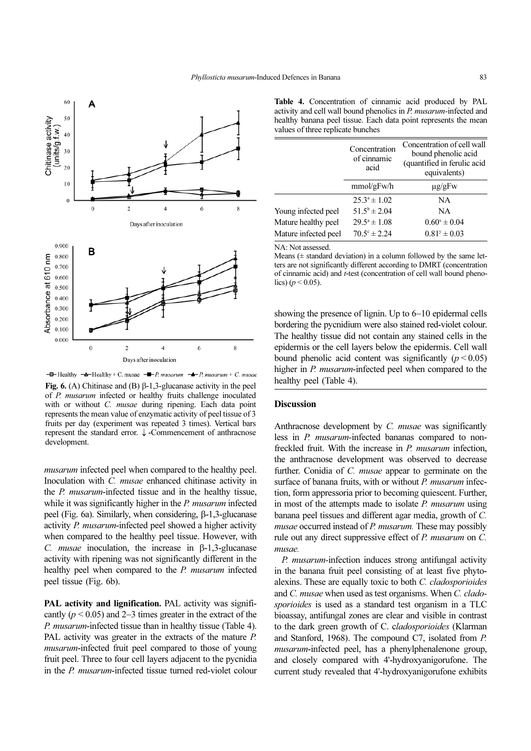Fig. 6. (A) Chitinase and (B) β-1,3-glucanase activity in the peel of *P. musarum* infected or healthy fruits challenge inoculated with or without *C. musae* during ripening. Each data point represents the mean value of enzymatic activity of peel tissue of 3 fruits per day (experiment was repeated 3 times). Vertical bars represent the standard error. ↓-Commencement of anthracnose development.

*musarum* infected peel when compared to the healthy peel. Inoculation with *C. musae* enhanced chitinase activity in the *P. musarum*-infected tissue and in the healthy tissue, while it was significantly higher in the *P. musarum* infected peel (Fig. 6a). Similarly, when considering, β-1,3-glucanase activity *P. musarum*-infected peel showed a higher activity when compared to the healthy peel tissue. However, with *C. musae* inoculation, the increase in β-1,3-glucanase activity with ripening was not significantly different in the healthy peel when compared to the *P. musarum* infected peel tissue (Fig. 6b).

**PAL activity and lignification.** PAL activity was significantly ($p < 0.05$) and 2–3 times greater in the extract of the *P. musarum*-infected tissue than in healthy tissue (Table 4). PAL activity was greater in the extracts of the mature *P. musarum*-infected fruit peel compared to those of young fruit peel. Three to four cell layers adjacent to the pycnidia in the *P. musarum*-infected tissue turned red-violet colour showing the presence of lignin. Up to 6–10 epidermal cells bordering the pycnidium were also stained red-violet colour. The healthy tissue did not contain any stained cells in the epidermis or the cell layers below the epidermis. Cell wall bound phenolic acid content was significantly ($p < 0.05$) higher in *P. musarum*-infected peel when compared to the healthy peel (Table 4).

**Table 4.** Concentration of cinnamic acid produced by PAL activity and cell wall bound phenolics in *P. musarum*-infected and healthy banana peel tissue. Each data point represents the mean values of three replicate bunches

| | Concentration of cinnamic acid | Concentration of cell wall bound phenolic acid (quantified in ferulic acid equivalents) |
|---|---|---|
| | mmol/gFw/h | μg/gFw |
| | $25.3^{a} \pm 1.02$ | NA |
| Young infected peel | $51.5^{b} \pm 2.04$ | NA |
| Mature healthy peel | $29.5^{a} \pm 1.08$ | $0.60^{x} \pm 0.04$ |
| Mature infected peel | $70.5^{c} \pm 2.24$ | $0.81^{y} \pm 0.03$ |

NA: Not assessed.
Means (± standard deviation) in a column followed by the same letters are not significantly different according to DMRT (concentration of cinnamic acid) and *t*-test (concentration of cell wall bound phenolics) ($p < 0.05$).

## Discussion

Anthracnose development by *C. musae* was significantly less in *P. musarum*-infected bananas compared to non-freckled fruit. With the increase in *P. musarum* infection, the anthracnose development was observed to decrease further. Conidia of *C. musae* appear to germinate on the surface of banana fruits, with or without *P. musarum* infection, form appressoria prior to becoming quiescent. Further, in most of the attempts made to isolate *P. musarum* using banana peel tissues and different agar media, growth of *C. musae* occurred instead of *P. musarum.* These may possibly rule out any direct suppressive effect of *P. musarum* on *C. musae.*

*P. musarum*-infection induces strong antifungal activity in the banana fruit peel consisting of at least five phytoalexins. These are equally toxic to both *C. cladosporioides* and *C. musae* when used as test organisms. When *C. cladosporioides* is used as a standard test organism in a TLC bioassay, antifungal zones are clear and visible in contrast to the dark green growth of C. c*ladosporioides* (Klarman and Stanford, 1968). The compound C7, isolated from *P. musarum*-infected peel, has a phenylphenalenone group, and closely compared with 4'-hydroxyanigorufone. The current study revealed that 4'-hydroxyanigorufone exhibits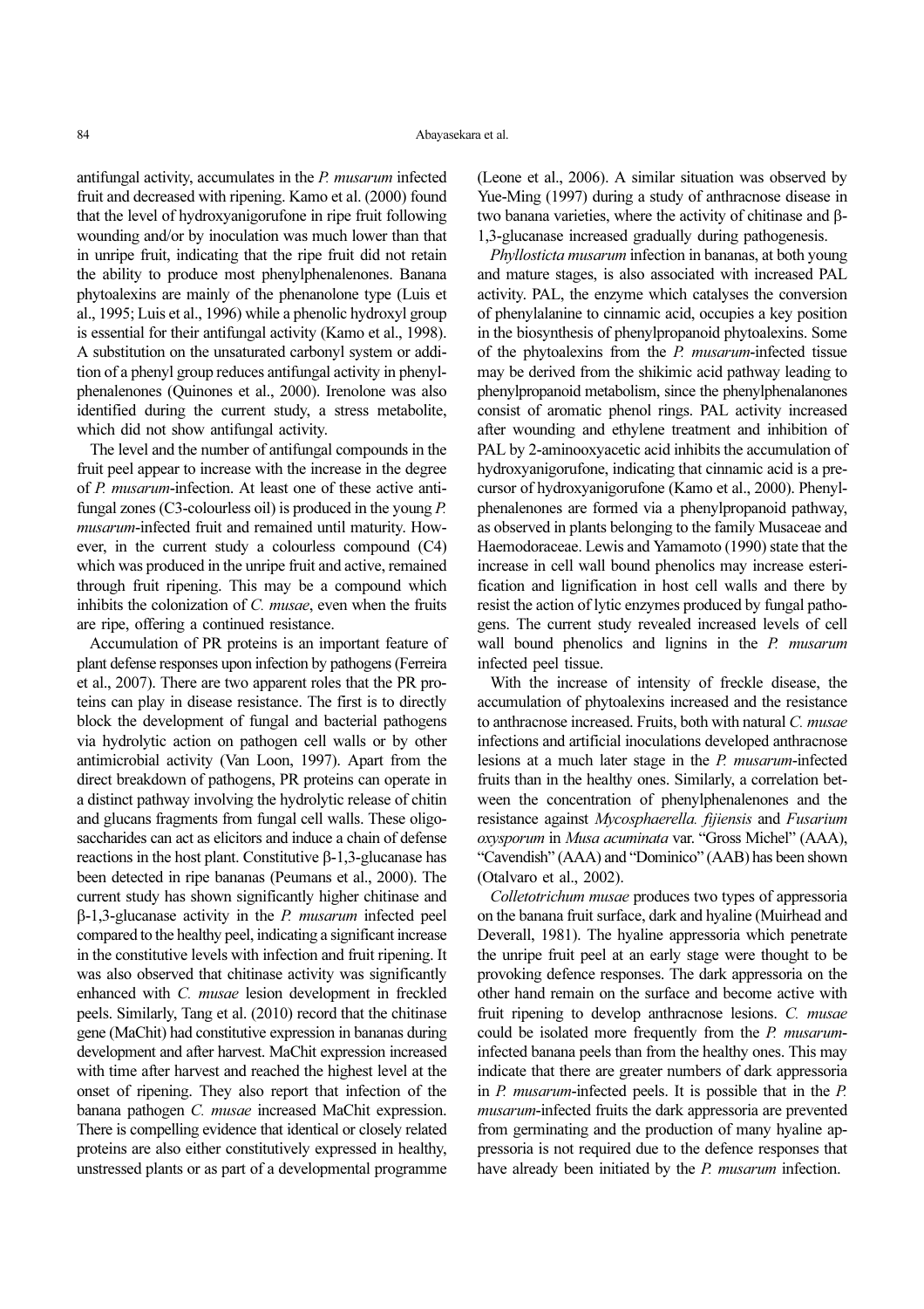antifungal activity, accumulates in the *P. musarum* infected fruit and decreased with ripening. Kamo et al. (2000) found that the level of hydroxyanigorufone in ripe fruit following wounding and/or by inoculation was much lower than that in unripe fruit, indicating that the ripe fruit did not retain the ability to produce most phenylphenalenones. Banana phytoalexins are mainly of the phenanolone type (Luis et al., 1995; Luis et al., 1996) while a phenolic hydroxyl group is essential for their antifungal activity (Kamo et al., 1998). A substitution on the unsaturated carbonyl system or addition of a phenyl group reduces antifungal activity in phenylphenalenones (Quinones et al., 2000). Irenolone was also identified during the current study, a stress metabolite, which did not show antifungal activity.

The level and the number of antifungal compounds in the fruit peel appear to increase with the increase in the degree of *P. musarum*-infection. At least one of these active antifungal zones (C3-colourless oil) is produced in the young *P. musarum*-infected fruit and remained until maturity. However, in the current study a colourless compound (C4) which was produced in the unripe fruit and active, remained through fruit ripening. This may be a compound which inhibits the colonization of *C. musae*, even when the fruits are ripe, offering a continued resistance.

Accumulation of PR proteins is an important feature of plant defense responses upon infection by pathogens (Ferreira et al., 2007). There are two apparent roles that the PR proteins can play in disease resistance. The first is to directly block the development of fungal and bacterial pathogens via hydrolytic action on pathogen cell walls or by other antimicrobial activity (Van Loon, 1997). Apart from the direct breakdown of pathogens, PR proteins can operate in a distinct pathway involving the hydrolytic release of chitin and glucans fragments from fungal cell walls. These oligosaccharides can act as elicitors and induce a chain of defense reactions in the host plant. Constitutive β-1,3-glucanase has been detected in ripe bananas (Peumans et al., 2000). The current study has shown significantly higher chitinase and β-1,3-glucanase activity in the *P. musarum* infected peel compared to the healthy peel, indicating a significant increase in the constitutive levels with infection and fruit ripening. It was also observed that chitinase activity was significantly enhanced with *C. musae* lesion development in freckled peels. Similarly, Tang et al. (2010) record that the chitinase gene (MaChit) had constitutive expression in bananas during development and after harvest. MaChit expression increased with time after harvest and reached the highest level at the onset of ripening. They also report that infection of the banana pathogen *C. musae* increased MaChit expression. There is compelling evidence that identical or closely related proteins are also either constitutively expressed in healthy, unstressed plants or as part of a developmental programme (Leone et al., 2006). A similar situation was observed by Yue-Ming (1997) during a study of anthracnose disease in two banana varieties, where the activity of chitinase and β-1,3-glucanase increased gradually during pathogenesis.

*Phyllosticta musarum* infection in bananas, at both young and mature stages, is also associated with increased PAL activity. PAL, the enzyme which catalyses the conversion of phenylalanine to cinnamic acid, occupies a key position in the biosynthesis of phenylpropanoid phytoalexins. Some of the phytoalexins from the *P. musarum*-infected tissue may be derived from the shikimic acid pathway leading to phenylpropanoid metabolism, since the phenylphenalanones consist of aromatic phenol rings. PAL activity increased after wounding and ethylene treatment and inhibition of PAL by 2-aminooxyacetic acid inhibits the accumulation of hydroxyanigorufone, indicating that cinnamic acid is a precursor of hydroxyanigorufone (Kamo et al., 2000). Phenylphenalenones are formed via a phenylpropanoid pathway, as observed in plants belonging to the family Musaceae and Haemodoraceae. Lewis and Yamamoto (1990) state that the increase in cell wall bound phenolics may increase esterification and lignification in host cell walls and there by resist the action of lytic enzymes produced by fungal pathogens. The current study revealed increased levels of cell wall bound phenolics and lignins in the *P. musarum* infected peel tissue.

With the increase of intensity of freckle disease, the accumulation of phytoalexins increased and the resistance to anthracnose increased. Fruits, both with natural *C. musae* infections and artificial inoculations developed anthracnose lesions at a much later stage in the *P. musarum*-infected fruits than in the healthy ones. Similarly, a correlation between the concentration of phenylphenalenones and the resistance against *Mycosphaerella. fijiensis* and *Fusarium oxysporum* in *Musa acuminata* var. "Gross Michel" (AAA), "Cavendish" (AAA) and "Dominico" (AAB) has been shown (Otalvaro et al., 2002).

*Colletotrichum musae* produces two types of appressoria on the banana fruit surface, dark and hyaline (Muirhead and Deverall, 1981). The hyaline appressoria which penetrate the unripe fruit peel at an early stage were thought to be provoking defence responses. The dark appressoria on the other hand remain on the surface and become active with fruit ripening to develop anthracnose lesions. *C. musae* could be isolated more frequently from the *P. musarum*-infected banana peels than from the healthy ones. This may indicate that there are greater numbers of dark appressoria in *P. musarum*-infected peels. It is possible that in the *P. musarum*-infected fruits the dark appressoria are prevented from germinating and the production of many hyaline appressoria is not required due to the defence responses that have already been initiated by the *P. musarum* infection.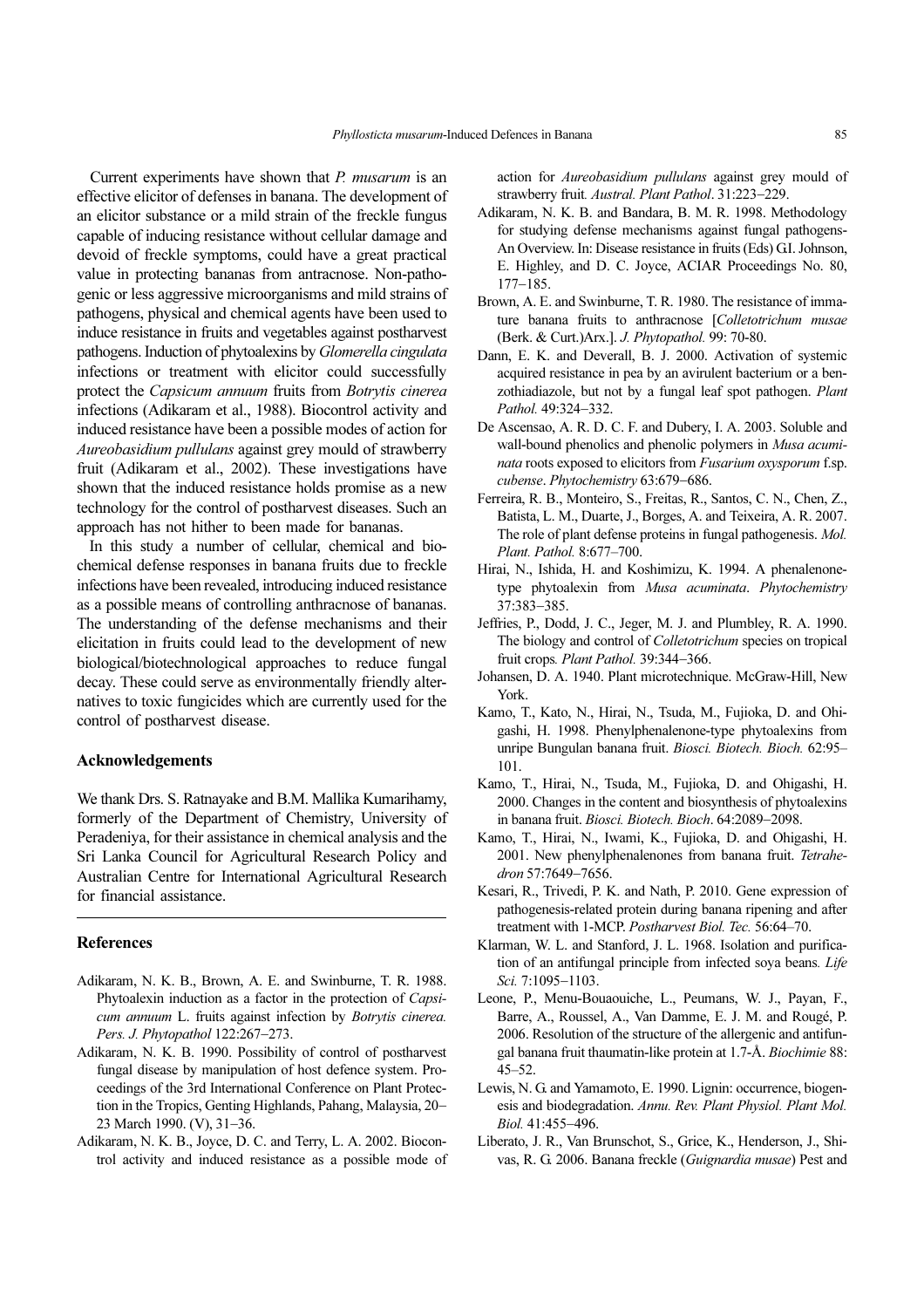Current experiments have shown that *P. musarum* is an effective elicitor of defenses in banana. The development of an elicitor substance or a mild strain of the freckle fungus capable of inducing resistance without cellular damage and devoid of freckle symptoms, could have a great practical value in protecting bananas from antracnose. Non-pathogenic or less aggressive microorganisms and mild strains of pathogens, physical and chemical agents have been used to induce resistance in fruits and vegetables against postharvest pathogens. Induction of phytoalexins by *Glomerella cingulata* infections or treatment with elicitor could successfully protect the *Capsicum annuum* fruits from *Botrytis cinerea* infections (Adikaram et al., 1988). Biocontrol activity and induced resistance have been a possible modes of action for *Aureobasidium pullulans* against grey mould of strawberry fruit (Adikaram et al., 2002). These investigations have shown that the induced resistance holds promise as a new technology for the control of postharvest diseases. Such an approach has not hither to been made for bananas.

In this study a number of cellular, chemical and biochemical defense responses in banana fruits due to freckle infections have been revealed, introducing induced resistance as a possible means of controlling anthracnose of bananas. The understanding of the defense mechanisms and their elicitation in fruits could lead to the development of new biological/biotechnological approaches to reduce fungal decay. These could serve as environmentally friendly alternatives to toxic fungicides which are currently used for the control of postharvest disease.

## Acknowledgements

We thank Drs. S. Ratnayake and B.M. Mallika Kumarihamy, formerly of the Department of Chemistry, University of Peradeniya, for their assistance in chemical analysis and the Sri Lanka Council for Agricultural Research Policy and Australian Centre for International Agricultural Research for financial assistance.

## References

- Adikaram, N. K. B., Brown, A. E. and Swinburne, T. R. 1988. Phytoalexin induction as a factor in the protection of *Capsicum annuum* L. fruits against infection by *Botrytis cinerea. Pers. J. Phytopathol* 122:267–273.
- Adikaram, N. K. B. 1990. Possibility of control of postharvest fungal disease by manipulation of host defence system. Proceedings of the 3rd International Conference on Plant Protection in the Tropics, Genting Highlands, Pahang, Malaysia, 20–23 March 1990. (V), 31–36.
- Adikaram, N. K. B., Joyce, D. C. and Terry, L. A. 2002. Biocontrol activity and induced resistance as a possible mode of action for *Aureobasidium pullulans* against grey mould of strawberry fruit*. Austral. Plant Pathol*. 31:223–229.
- Adikaram, N. K. B. and Bandara, B. M. R. 1998. Methodology for studying defense mechanisms against fungal pathogens-An Overview. In: Disease resistance in fruits (Eds) G.I. Johnson, E. Highley, and D. C. Joyce, ACIAR Proceedings No. 80, 177–185.
- Brown, A. E. and Swinburne, T. R. 1980. The resistance of immature banana fruits to anthracnose [*Colletotrichum musae* (Berk. & Curt.)Arx.]. *J. Phytopathol.* 99: 70-80.
- Dann, E. K. and Deverall, B. J. 2000. Activation of systemic acquired resistance in pea by an avirulent bacterium or a benzothiadiazole, but not by a fungal leaf spot pathogen. *Plant Pathol.* 49:324–332.
- De Ascensao, A. R. D. C. F. and Dubery, I. A. 2003. Soluble and wall-bound phenolics and phenolic polymers in *Musa acuminata* roots exposed to elicitors from *Fusarium oxysporum* f.sp. *cubense*. *Phytochemistry* 63:679–686.
- Ferreira, R. B., Monteiro, S., Freitas, R., Santos, C. N., Chen, Z., Batista, L. M., Duarte, J., Borges, A. and Teixeira, A. R. 2007. The role of plant defense proteins in fungal pathogenesis. *Mol. Plant. Pathol.* 8:677–700.
- Hirai, N., Ishida, H. and Koshimizu, K. 1994. A phenalenone-type phytoalexin from *Musa acuminata*. *Phytochemistry* 37:383–385.
- Jeffries, P., Dodd, J. C., Jeger, M. J. and Plumbley, R. A. 1990. The biology and control of *Colletotrichum* species on tropical fruit crops*. Plant Pathol.* 39:344–366.
- Johansen, D. A. 1940. Plant microtechnique. McGraw-Hill, New York.
- Kamo, T., Kato, N., Hirai, N., Tsuda, M., Fujioka, D. and Ohigashi, H. 1998. Phenylphenalenone-type phytoalexins from unripe Bungulan banana fruit. *Biosci. Biotech. Bioch.* 62:95–101.
- Kamo, T., Hirai, N., Tsuda, M., Fujioka, D. and Ohigashi, H. 2000. Changes in the content and biosynthesis of phytoalexins in banana fruit. *Biosci. Biotech. Bioch*. 64:2089–2098.
- Kamo, T., Hirai, N., Iwami, K., Fujioka, D. and Ohigashi, H. 2001. New phenylphenalenones from banana fruit. *Tetrahedron* 57:7649–7656.
- Kesari, R., Trivedi, P. K. and Nath, P. 2010. Gene expression of pathogenesis-related protein during banana ripening and after treatment with 1-MCP. *Postharvest Biol. Tec.* 56:64–70.
- Klarman, W. L. and Stanford, J. L. 1968. Isolation and purification of an antifungal principle from infected soya beans*. Life Sci.* 7:1095–1103.
- Leone, P., Menu-Bouaouiche, L., Peumans, W. J., Payan, F., Barre, A., Roussel, A., Van Damme, E. J. M. and Rougé, P. 2006. Resolution of the structure of the allergenic and antifungal banana fruit thaumatin-like protein at 1.7-Å. *Biochimie* 88: 45–52.
- Lewis, N. G. and Yamamoto, E. 1990. Lignin: occurrence, biogenesis and biodegradation. *Annu. Rev. Plant Physiol. Plant Mol. Biol.* 41:455–496.
- Liberato, J. R., Van Brunschot, S., Grice, K., Henderson, J., Shivas, R. G. 2006. Banana freckle (*Guignardia musae*) Pest and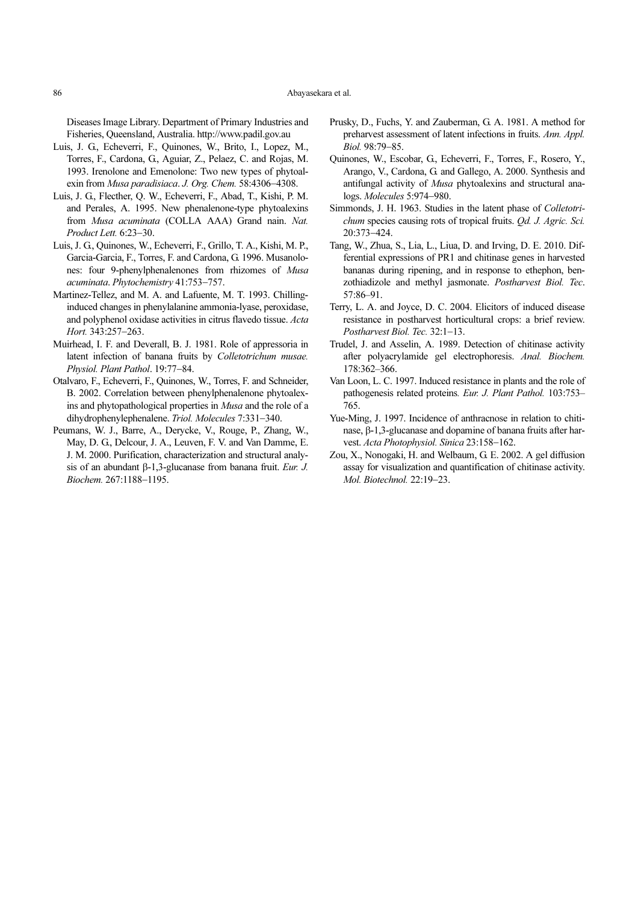Diseases Image Library. Department of Primary Industries and Fisheries, Queensland, Australia. http://www.padil.gov.au

Luis, J. G., Echeverri, F., Quinones, W., Brito, I., Lopez, M., Torres, F., Cardona, G., Aguiar, Z., Pelaez, C. and Rojas, M. 1993. Irenolone and Emenolone: Two new types of phytoalexin from *Musa paradisiaca*. *J. Org. Chem.* 58:4306–4308.

Luis, J. G., Flecther, Q. W., Echeverri, F., Abad, T., Kishi, P. M. and Perales, A. 1995. New phenalenone-type phytoalexins from *Musa acuminata* (COLLA AAA) Grand nain. *Nat. Product Lett.* 6:23–30.

Luis, J. G., Quinones, W., Echeverri, F., Grillo, T. A., Kishi, M. P., Garcia-Garcia, F., Torres, F. and Cardona, G. 1996. Musanolones: four 9-phenylphenalenones from rhizomes of *Musa acuminata*. *Phytochemistry* 41:753–757.

Martinez-Tellez, and M. A. and Lafuente, M. T. 1993. Chilling-induced changes in phenylalanine ammonia-lyase, peroxidase, and polyphenol oxidase activities in citrus flavedo tissue. *Acta Hort.* 343:257–263.

Muirhead, I. F. and Deverall, B. J. 1981. Role of appressoria in latent infection of banana fruits by *Colletotrichum musae. Physiol. Plant Pathol*. 19:77–84.

Otalvaro, F., Echeverri, F., Quinones, W., Torres, F. and Schneider, B. 2002. Correlation between phenylphenalenone phytoalexins and phytopathological properties in *Musa* and the role of a dihydrophenylephenalene. *Triol. Molecules* 7:331–340.

Peumans, W. J., Barre, A., Derycke, V., Rouge, P., Zhang, W., May, D. G., Delcour, J. A., Leuven, F. V. and Van Damme, E. J. M. 2000. Purification, characterization and structural analysis of an abundant β-1,3-glucanase from banana fruit. *Eur. J. Biochem.* 267:1188–1195.

Prusky, D., Fuchs, Y. and Zauberman, G. A. 1981. A method for preharvest assessment of latent infections in fruits. *Ann. Appl. Biol.* 98:79–85.

Quinones, W., Escobar, G., Echeverri, F., Torres, F., Rosero, Y., Arango, V., Cardona, G. and Gallego, A. 2000. Synthesis and antifungal activity of *Musa* phytoalexins and structural analogs. *Molecules* 5:974–980.

Simmonds, J. H. 1963. Studies in the latent phase of *Colletotrichum* species causing rots of tropical fruits. *Qd. J. Agric. Sci.* 20:373–424.

Tang, W., Zhua, S., Lia, L., Liua, D. and Irving, D. E. 2010. Differential expressions of PR1 and chitinase genes in harvested bananas during ripening, and in response to ethephon, benzothiadizole and methyl jasmonate. *Postharvest Biol. Tec*. 57:86–91.

Terry, L. A. and Joyce, D. C. 2004. Elicitors of induced disease resistance in postharvest horticultural crops: a brief review. *Postharvest Biol. Tec.* 32:1–13.

Trudel, J. and Asselin, A. 1989. Detection of chitinase activity after polyacrylamide gel electrophoresis. *Anal. Biochem.* 178:362–366.

Van Loon, L. C. 1997. Induced resistance in plants and the role of pathogenesis related proteins*. Eur. J. Plant Pathol.* 103:753–765.

Yue-Ming, J. 1997. Incidence of anthracnose in relation to chitinase, β-1,3-glucanase and dopamine of banana fruits after harvest. *Acta Photophysiol. Sinica* 23:158–162.

Zou, X., Nonogaki, H. and Welbaum, G. E. 2002. A gel diffusion assay for visualization and quantification of chitinase activity. *Mol. Biotechnol.* 22:19–23.